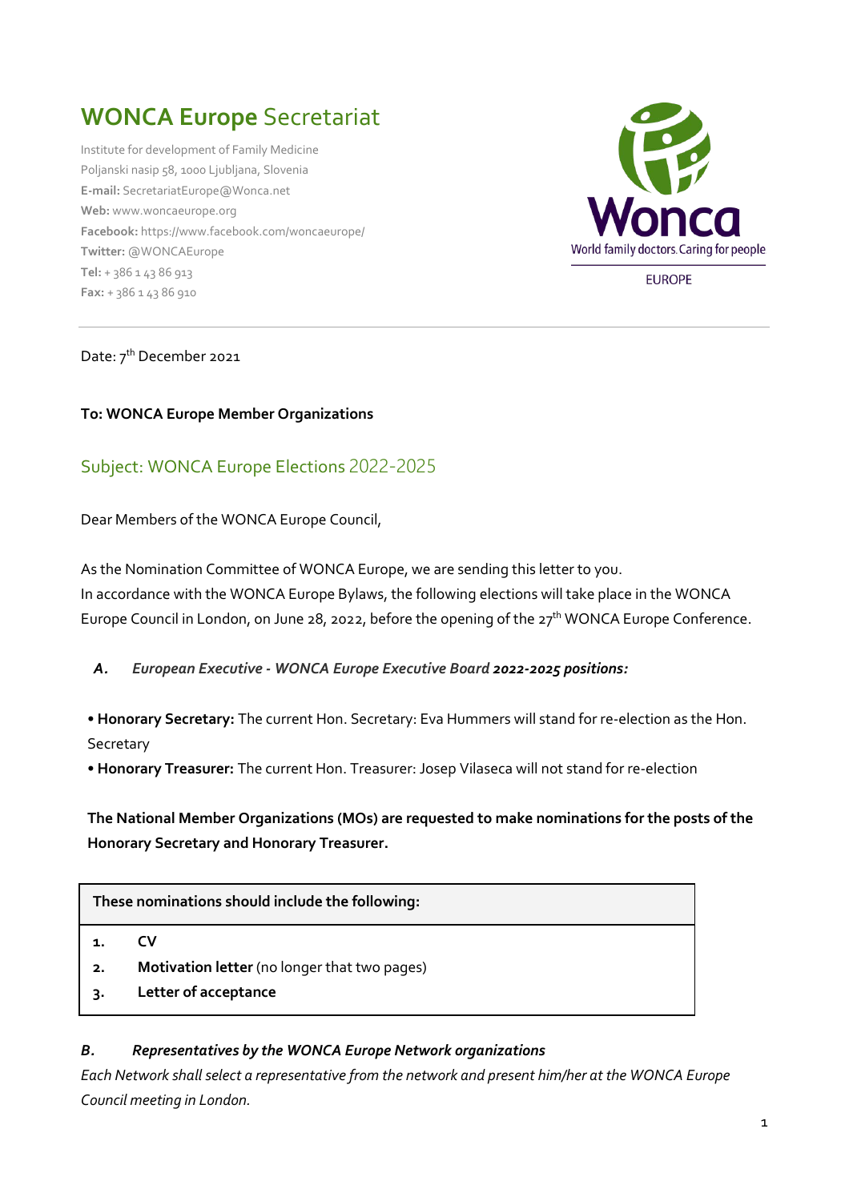# **WONCA Europe** Secretariat

Institute for development of Family Medicine
Poljanski nasip 58, 1000 Ljubljana, Slovenia
**E-mail:** SecretariatEurope@Wonca.net
**Web:** www.woncaeurope.org
**Facebook:** https://www.facebook.com/woncaeurope/
**Twitter:** @WONCAEurope
**Tel:** + 386 1 43 86 913
**Fax:** + 386 1 43 86 910

Wonca
World family doctors. Caring for people
EUROPE

---

Date: 7th December 2021

**To: WONCA Europe Member Organizations**

## Subject: WONCA Europe Elections 2022-2025

Dear Members of the WONCA Europe Council,

As the Nomination Committee of WONCA Europe, we are sending this letter to you.
In accordance with the WONCA Europe Bylaws, the following elections will take place in the WONCA Europe Council in London, on June 28, 2022, before the opening of the 27th WONCA Europe Conference.

***A. European Executive - WONCA Europe Executive Board 2022-2025 positions:***

• **Honorary Secretary:** The current Hon. Secretary: Eva Hummers will stand for re-election as the Hon. Secretary
• **Honorary Treasurer:** The current Hon. Treasurer: Josep Vilaseca will not stand for re-election

**The National Member Organizations (MOs) are requested to make nominations for the posts of the Honorary Secretary and Honorary Treasurer.**

| **These nominations should include the following:** |
|---|
| **1. CV** |
| **2. Motivation letter** (no longer that two pages) |
| **3. Letter of acceptance** |

***B. Representatives by the WONCA Europe Network organizations***

*Each Network shall select a representative from the network and present him/her at the WONCA Europe Council meeting in London.*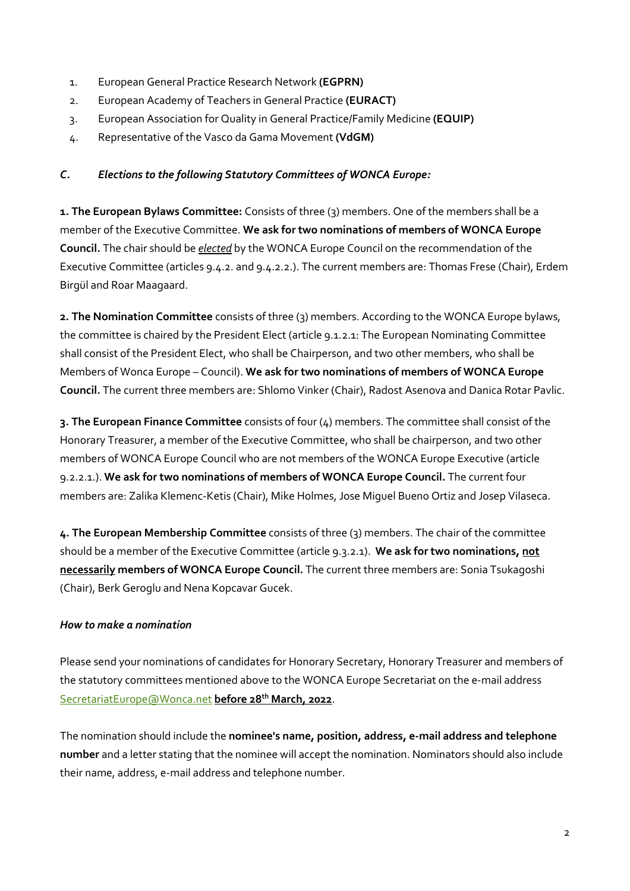1. European General Practice Research Network **(EGPRN)**
2. European Academy of Teachers in General Practice **(EURACT)**
3. European Association for Quality in General Practice/Family Medicine **(EQUIP)**
4. Representative of the Vasco da Gama Movement **(VdGM)**

### *C. Elections to the following Statutory Committees of WONCA Europe:*

**1. The European Bylaws Committee:** Consists of three (3) members. One of the members shall be a member of the Executive Committee. **We ask for two nominations of members of WONCA Europe Council.** The chair should be ***elected*** by the WONCA Europe Council on the recommendation of the Executive Committee (articles 9.4.2. and 9.4.2.2.). The current members are: Thomas Frese (Chair), Erdem Birgül and Roar Maagaard.

**2. The Nomination Committee** consists of three (3) members. According to the WONCA Europe bylaws, the committee is chaired by the President Elect (article 9.1.2.1: The European Nominating Committee shall consist of the President Elect, who shall be Chairperson, and two other members, who shall be Members of Wonca Europe – Council). **We ask for two nominations of members of WONCA Europe Council.** The current three members are: Shlomo Vinker (Chair), Radost Asenova and Danica Rotar Pavlic.

**3. The European Finance Committee** consists of four (4) members. The committee shall consist of the Honorary Treasurer, a member of the Executive Committee, who shall be chairperson, and two other members of WONCA Europe Council who are not members of the WONCA Europe Executive (article 9.2.2.1.). **We ask for two nominations of members of WONCA Europe Council.** The current four members are: Zalika Klemenc-Ketis (Chair), Mike Holmes, Jose Miguel Bueno Ortiz and Josep Vilaseca.

**4. The European Membership Committee** consists of three (3) members. The chair of the committee should be a member of the Executive Committee (article 9.3.2.1). **We ask for two nominations, <u>not necessarily</u> members of WONCA Europe Council.** The current three members are: Sonia Tsukagoshi (Chair), Berk Geroglu and Nena Kopcavar Gucek.

### *How to make a nomination*

Please send your nominations of candidates for Honorary Secretary, Honorary Treasurer and members of the statutory committees mentioned above to the WONCA Europe Secretariat on the e-mail address SecretariatEurope@Wonca.net **<u>before 28th March, 2022</u>**.

The nomination should include the **nominee's name, position, address, e-mail address and telephone number** and a letter stating that the nominee will accept the nomination. Nominators should also include their name, address, e-mail address and telephone number.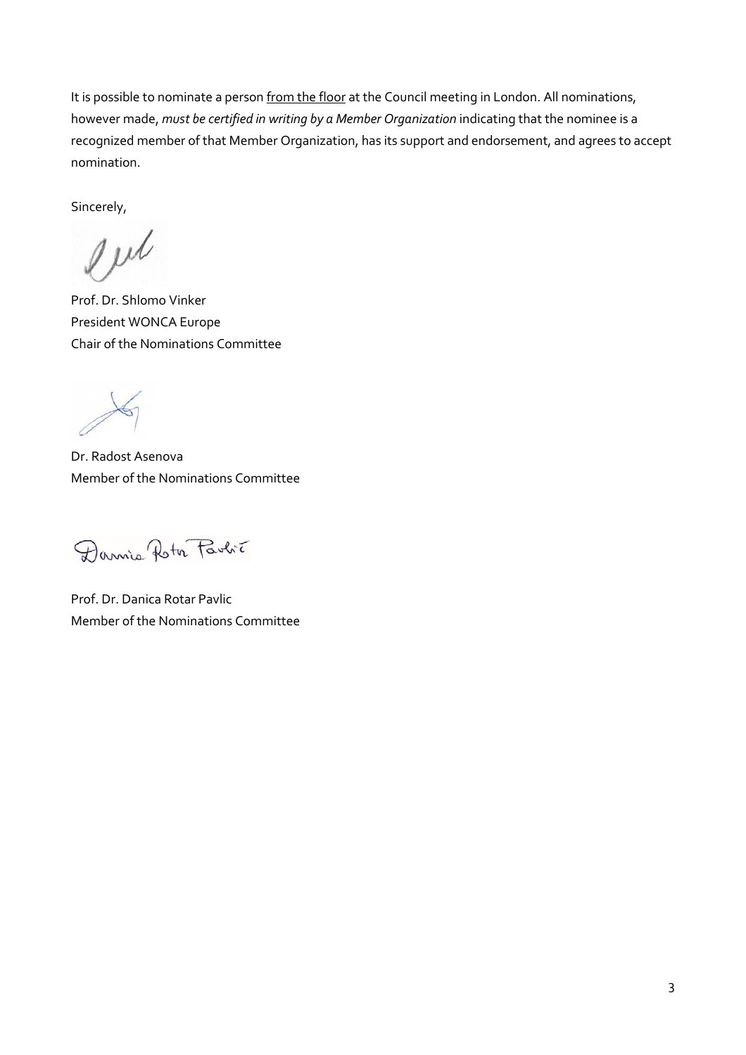It is possible to nominate a person from the floor at the Council meeting in London. All nominations, however made, *must be certified in writing by a Member Organization* indicating that the nominee is a recognized member of that Member Organization, has its support and endorsement, and agrees to accept nomination.

Sincerely,

Prof. Dr. Shlomo Vinker
President WONCA Europe
Chair of the Nominations Committee

Dr. Radost Asenova
Member of the Nominations Committee

Prof. Dr. Danica Rotar Pavlic
Member of the Nominations Committee